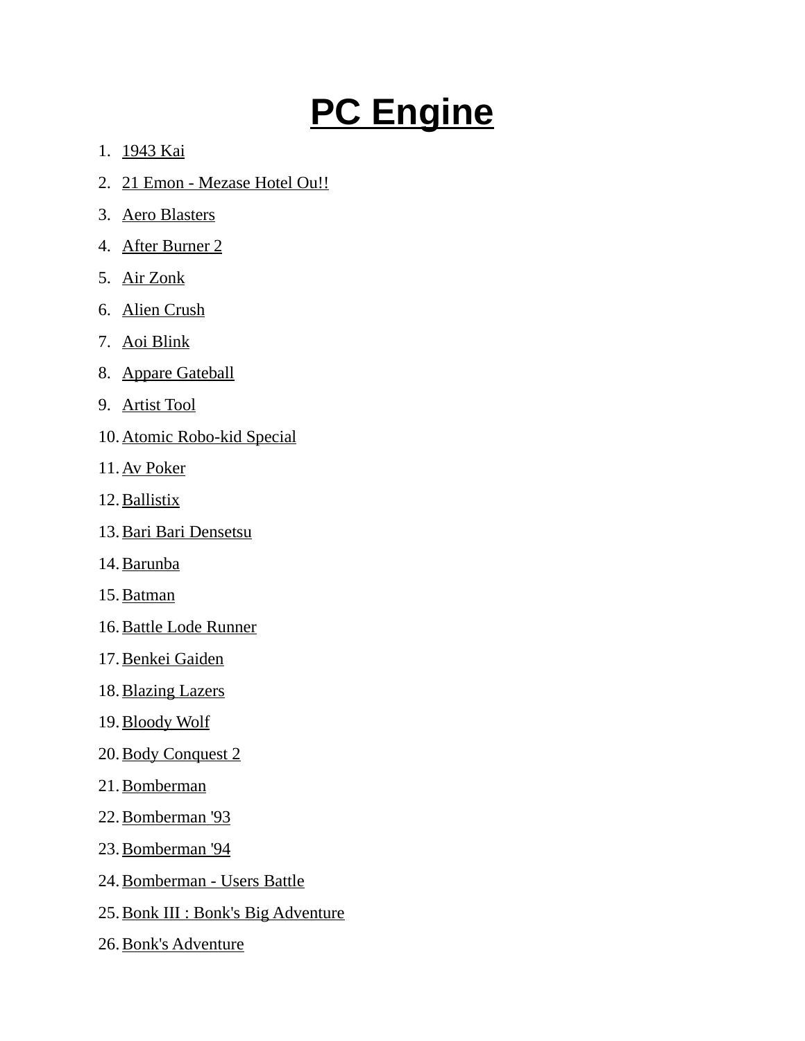# PC Engine

1. 1943 Kai
2. 21 Emon - Mezase Hotel Ou!!
3. Aero Blasters
4. After Burner 2
5. Air Zonk
6. Alien Crush
7. Aoi Blink
8. Appare Gateball
9. Artist Tool
10. Atomic Robo-kid Special
11. Av Poker
12. Ballistix
13. Bari Bari Densetsu
14. Barunba
15. Batman
16. Battle Lode Runner
17. Benkei Gaiden
18. Blazing Lazers
19. Bloody Wolf
20. Body Conquest 2
21. Bomberman
22. Bomberman '93
23. Bomberman '94
24. Bomberman - Users Battle
25. Bonk III : Bonk's Big Adventure
26. Bonk's Adventure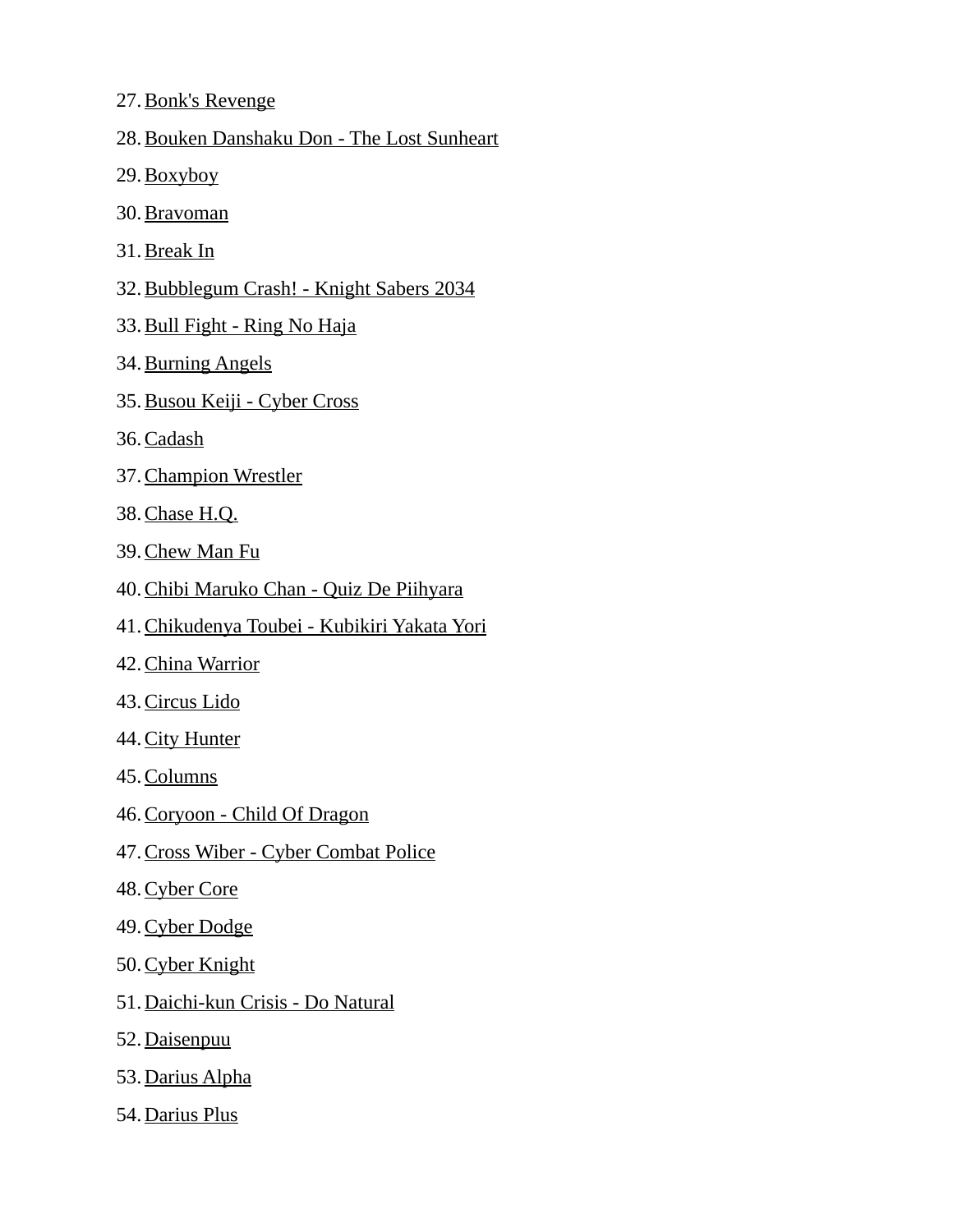27. Bonk's Revenge
28. Bouken Danshaku Don - The Lost Sunheart
29. Boxyboy
30. Bravoman
31. Break In
32. Bubblegum Crash! - Knight Sabers 2034
33. Bull Fight - Ring No Haja
34. Burning Angels
35. Busou Keiji - Cyber Cross
36. Cadash
37. Champion Wrestler
38. Chase H.Q.
39. Chew Man Fu
40. Chibi Maruko Chan - Quiz De Piihyara
41. Chikudenya Toubei - Kubikiri Yakata Yori
42. China Warrior
43. Circus Lido
44. City Hunter
45. Columns
46. Coryoon - Child Of Dragon
47. Cross Wiber - Cyber Combat Police
48. Cyber Core
49. Cyber Dodge
50. Cyber Knight
51. Daichi-kun Crisis - Do Natural
52. Daisenpuu
53. Darius Alpha
54. Darius Plus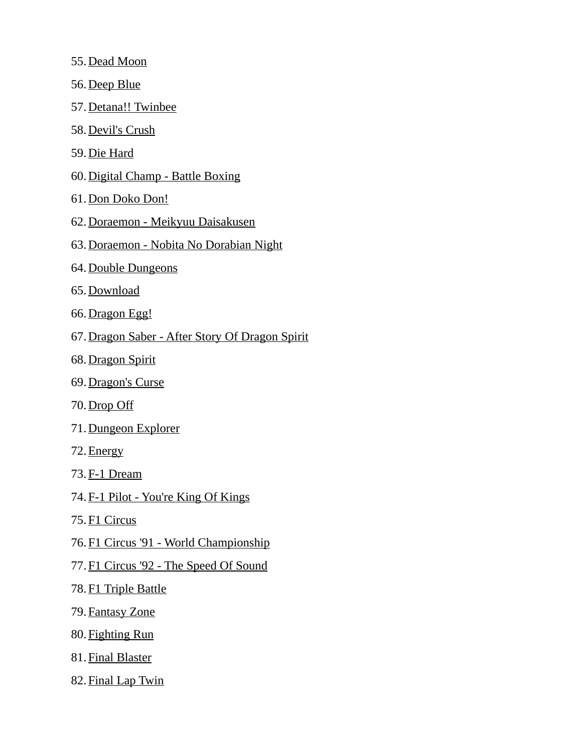55. Dead Moon
56. Deep Blue
57. Detana!! Twinbee
58. Devil's Crush
59. Die Hard
60. Digital Champ - Battle Boxing
61. Don Doko Don!
62. Doraemon - Meikyuu Daisakusen
63. Doraemon - Nobita No Dorabian Night
64. Double Dungeons
65. Download
66. Dragon Egg!
67. Dragon Saber - After Story Of Dragon Spirit
68. Dragon Spirit
69. Dragon's Curse
70. Drop Off
71. Dungeon Explorer
72. Energy
73. F-1 Dream
74. F-1 Pilot - You're King Of Kings
75. F1 Circus
76. F1 Circus '91 - World Championship
77. F1 Circus '92 - The Speed Of Sound
78. F1 Triple Battle
79. Fantasy Zone
80. Fighting Run
81. Final Blaster
82. Final Lap Twin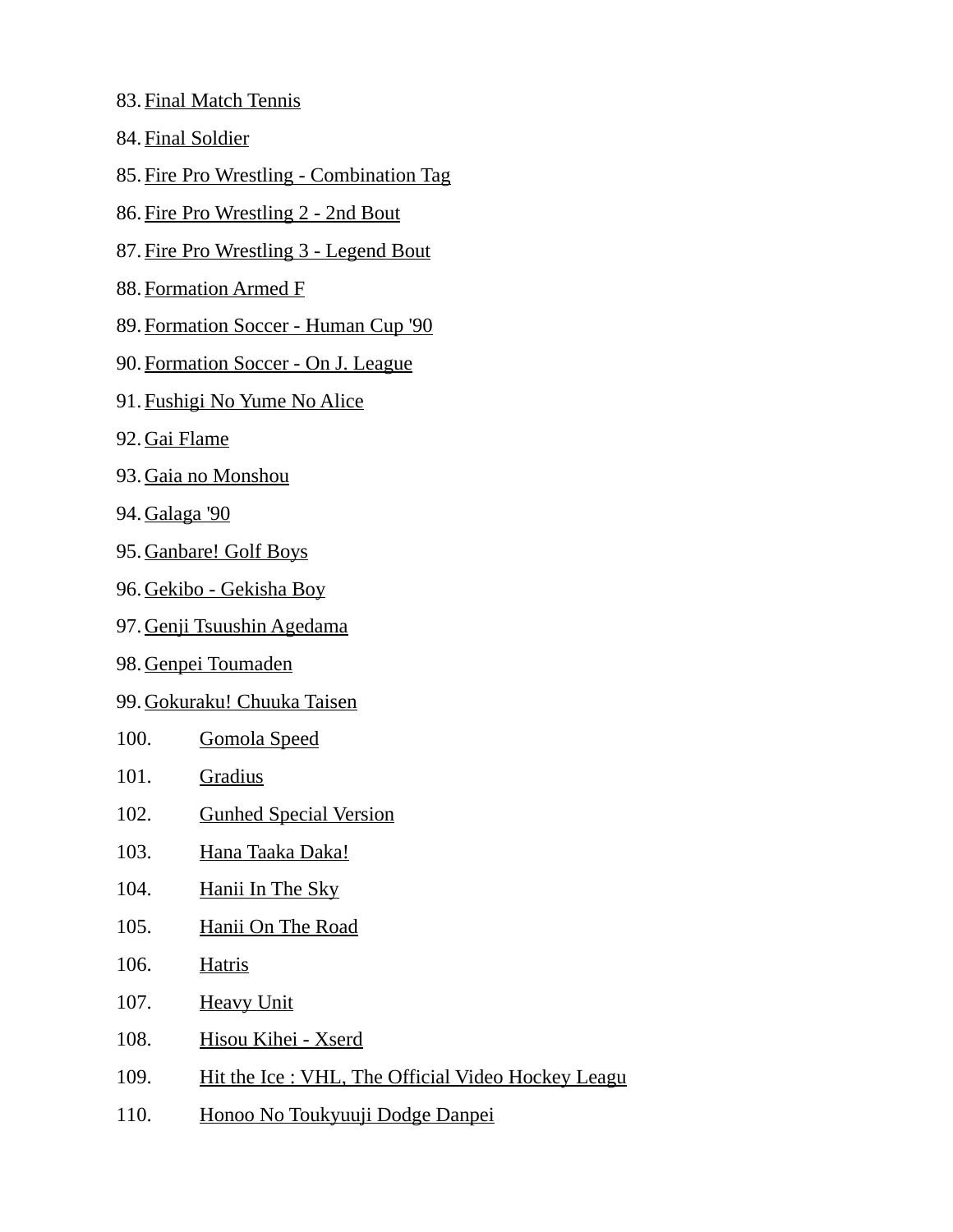83. Final Match Tennis
84. Final Soldier
85. Fire Pro Wrestling - Combination Tag
86. Fire Pro Wrestling 2 - 2nd Bout
87. Fire Pro Wrestling 3 - Legend Bout
88. Formation Armed F
89. Formation Soccer - Human Cup '90
90. Formation Soccer - On J. League
91. Fushigi No Yume No Alice
92. Gai Flame
93. Gaia no Monshou
94. Galaga '90
95. Ganbare! Golf Boys
96. Gekibo - Gekisha Boy
97. Genji Tsuushin Agedama
98. Genpei Toumaden
99. Gokuraku! Chuuka Taisen
100. Gomola Speed
101. Gradius
102. Gunhed Special Version
103. Hana Taaka Daka!
104. Hanii In The Sky
105. Hanii On The Road
106. Hatris
107. Heavy Unit
108. Hisou Kihei - Xserd
109. Hit the Ice : VHL, The Official Video Hockey Leagu
110. Honoo No Toukyuuji Dodge Danpei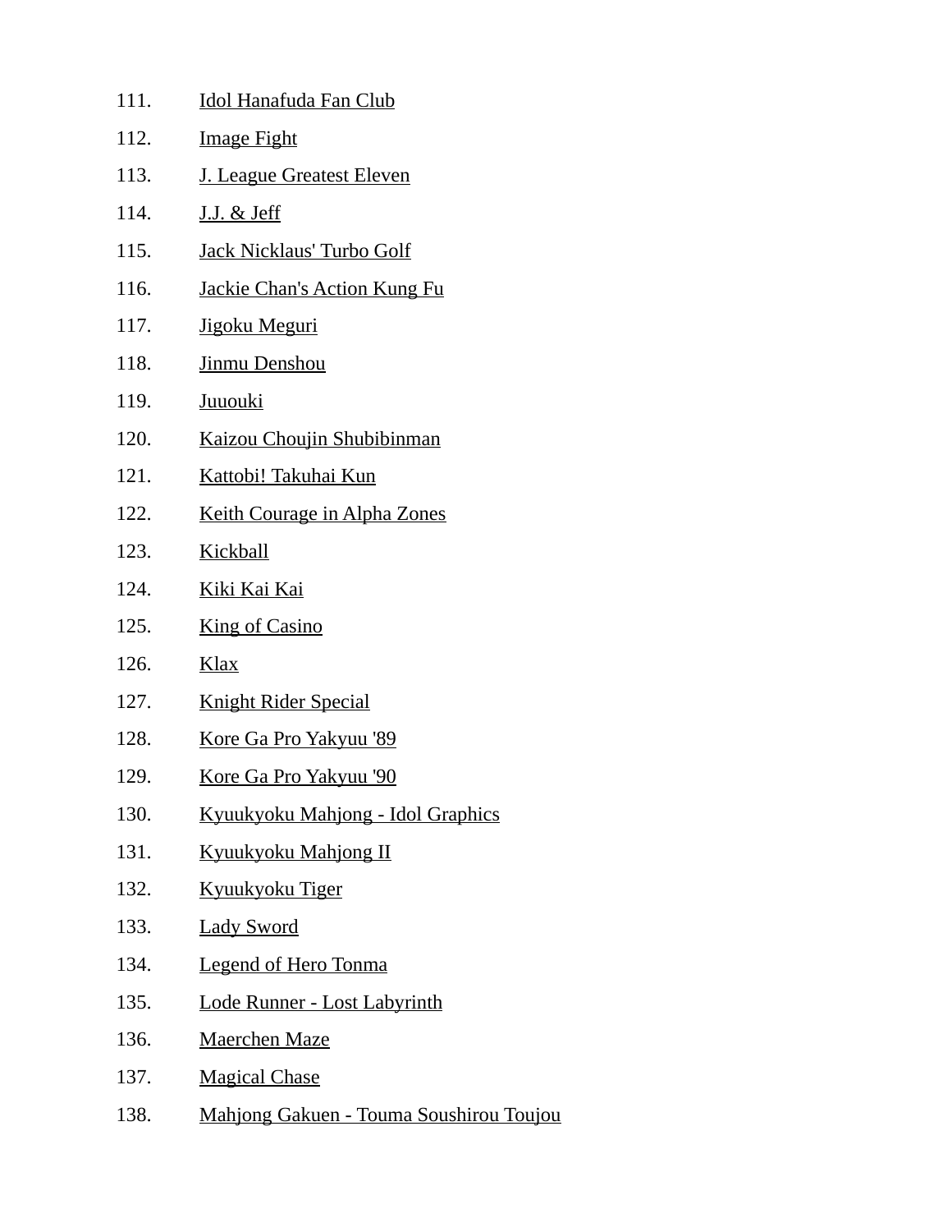111. Idol Hanafuda Fan Club
112. Image Fight
113. J. League Greatest Eleven
114. J.J. & Jeff
115. Jack Nicklaus' Turbo Golf
116. Jackie Chan's Action Kung Fu
117. Jigoku Meguri
118. Jinmu Denshou
119. Juuouki
120. Kaizou Choujin Shubibinman
121. Kattobi! Takuhai Kun
122. Keith Courage in Alpha Zones
123. Kickball
124. Kiki Kai Kai
125. King of Casino
126. Klax
127. Knight Rider Special
128. Kore Ga Pro Yakyuu '89
129. Kore Ga Pro Yakyuu '90
130. Kyuukyoku Mahjong - Idol Graphics
131. Kyuukyoku Mahjong II
132. Kyuukyoku Tiger
133. Lady Sword
134. Legend of Hero Tonma
135. Lode Runner - Lost Labyrinth
136. Maerchen Maze
137. Magical Chase
138. Mahjong Gakuen - Touma Soushirou Toujou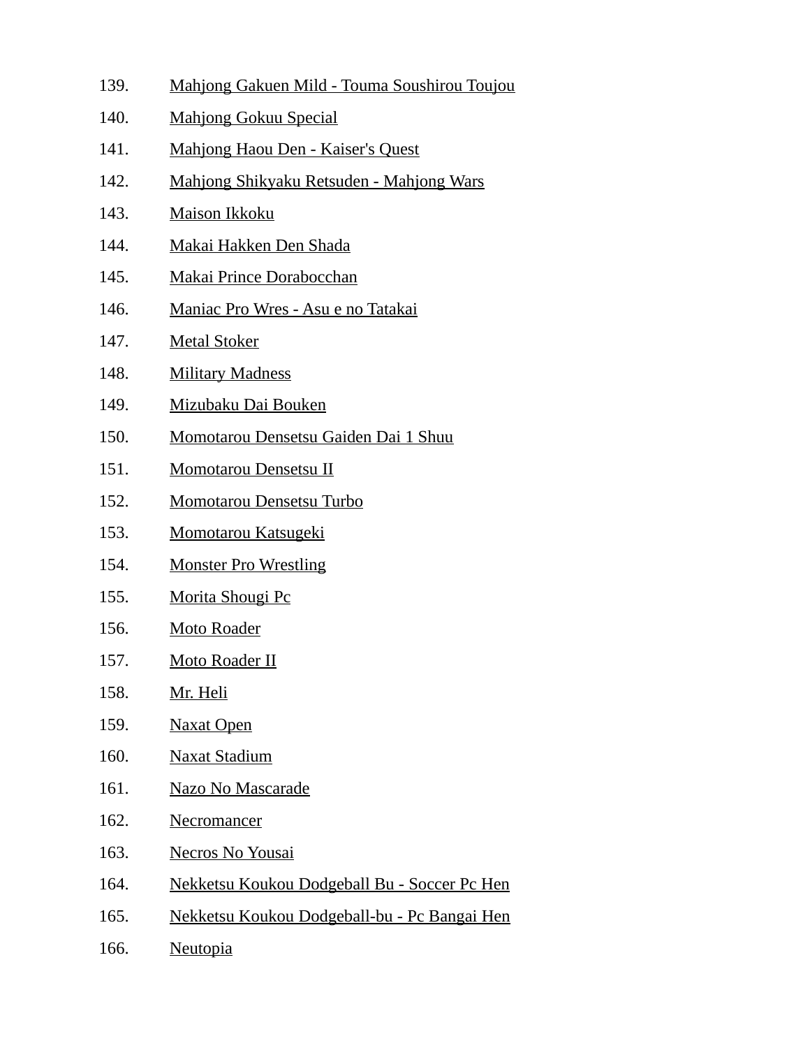139. Mahjong Gakuen Mild - Touma Soushirou Toujou
140. Mahjong Gokuu Special
141. Mahjong Haou Den - Kaiser's Quest
142. Mahjong Shikyaku Retsuden - Mahjong Wars
143. Maison Ikkoku
144. Makai Hakken Den Shada
145. Makai Prince Dorabocchan
146. Maniac Pro Wres - Asu e no Tatakai
147. Metal Stoker
148. Military Madness
149. Mizubaku Dai Bouken
150. Momotarou Densetsu Gaiden Dai 1 Shuu
151. Momotarou Densetsu II
152. Momotarou Densetsu Turbo
153. Momotarou Katsugeki
154. Monster Pro Wrestling
155. Morita Shougi Pc
156. Moto Roader
157. Moto Roader II
158. Mr. Heli
159. Naxat Open
160. Naxat Stadium
161. Nazo No Mascarade
162. Necromancer
163. Necros No Yousai
164. Nekketsu Koukou Dodgeball Bu - Soccer Pc Hen
165. Nekketsu Koukou Dodgeball-bu - Pc Bangai Hen
166. Neutopia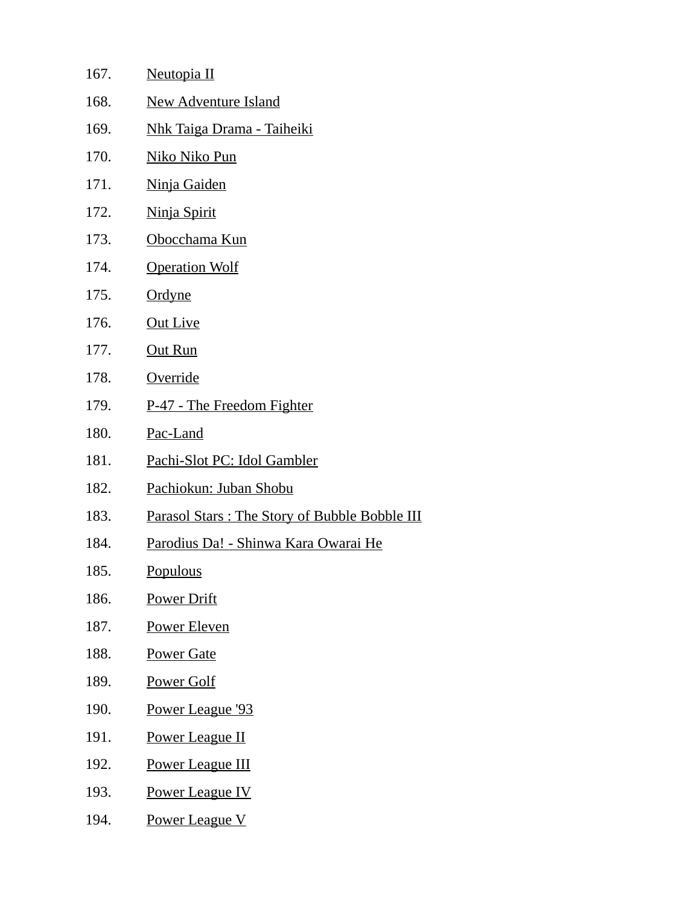167. Neutopia II
168. New Adventure Island
169. Nhk Taiga Drama - Taiheiki
170. Niko Niko Pun
171. Ninja Gaiden
172. Ninja Spirit
173. Obocchama Kun
174. Operation Wolf
175. Ordyne
176. Out Live
177. Out Run
178. Override
179. P-47 - The Freedom Fighter
180. Pac-Land
181. Pachi-Slot PC: Idol Gambler
182. Pachiokun: Juban Shobu
183. Parasol Stars : The Story of Bubble Bobble III
184. Parodius Da! - Shinwa Kara Owarai He
185. Populous
186. Power Drift
187. Power Eleven
188. Power Gate
189. Power Golf
190. Power League '93
191. Power League II
192. Power League III
193. Power League IV
194. Power League V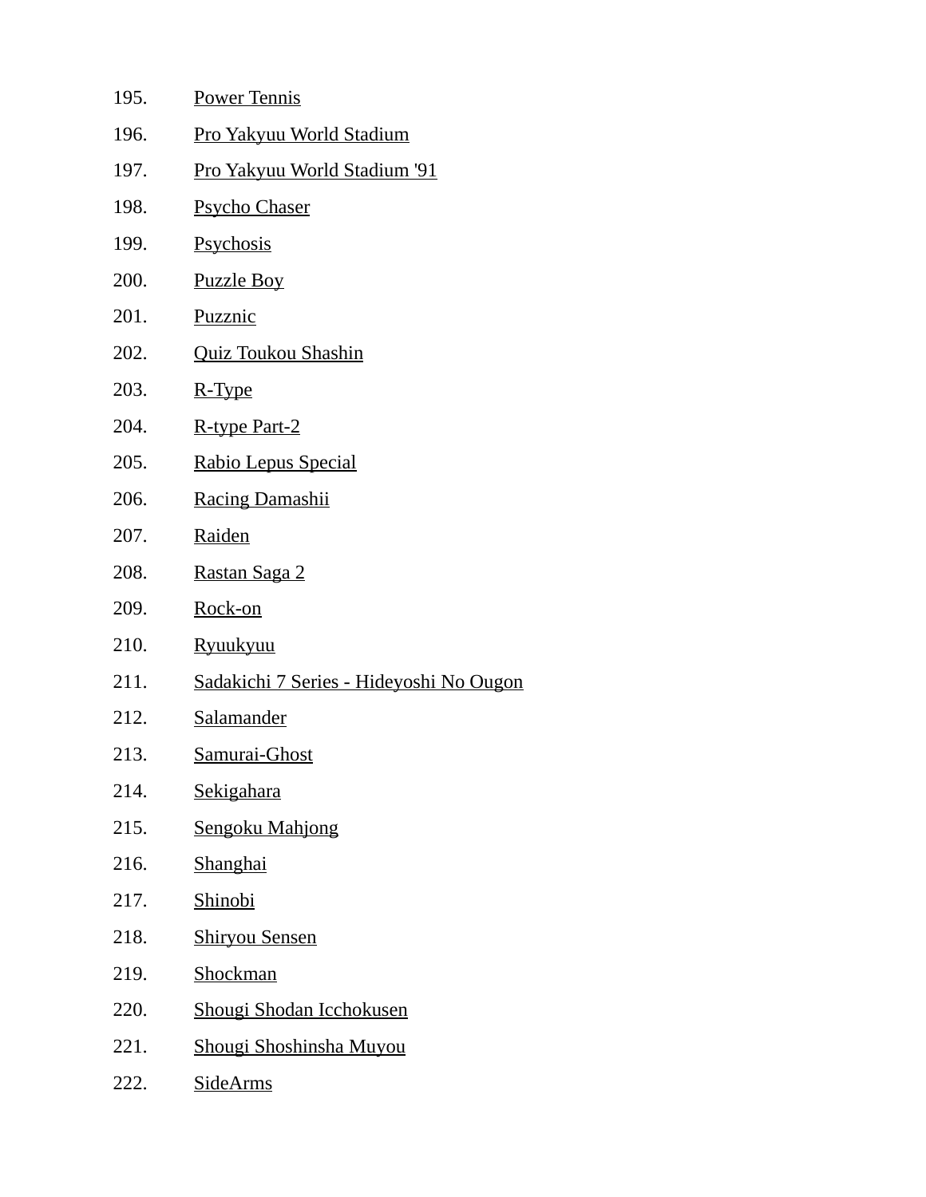195. Power Tennis
196. Pro Yakyuu World Stadium
197. Pro Yakyuu World Stadium '91
198. Psycho Chaser
199. Psychosis
200. Puzzle Boy
201. Puzznic
202. Quiz Toukou Shashin
203. R-Type
204. R-type Part-2
205. Rabio Lepus Special
206. Racing Damashii
207. Raiden
208. Rastan Saga 2
209. Rock-on
210. Ryuukyuu
211. Sadakichi 7 Series - Hideyoshi No Ougon
212. Salamander
213. Samurai-Ghost
214. Sekigahara
215. Sengoku Mahjong
216. Shanghai
217. Shinobi
218. Shiryou Sensen
219. Shockman
220. Shougi Shodan Icchokusen
221. Shougi Shoshinsha Muyou
222. SideArms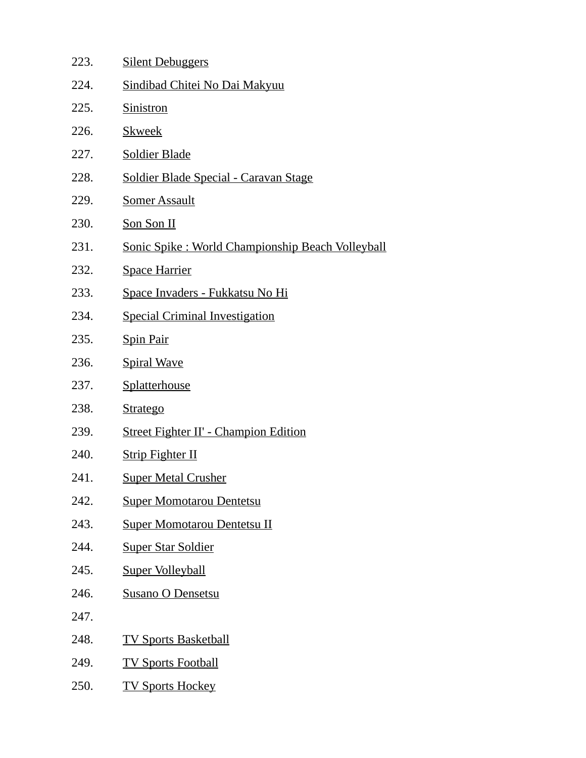223. Silent Debuggers
224. Sindibad Chitei No Dai Makyuu
225. Sinistron
226. Skweek
227. Soldier Blade
228. Soldier Blade Special - Caravan Stage
229. Somer Assault
230. Son Son II
231. Sonic Spike : World Championship Beach Volleyball
232. Space Harrier
233. Space Invaders - Fukkatsu No Hi
234. Special Criminal Investigation
235. Spin Pair
236. Spiral Wave
237. Splatterhouse
238. Stratego
239. Street Fighter II' - Champion Edition
240. Strip Fighter II
241. Super Metal Crusher
242. Super Momotarou Dentetsu
243. Super Momotarou Dentetsu II
244. Super Star Soldier
245. Super Volleyball
246. Susano O Densetsu
247. 
248. TV Sports Basketball
249. TV Sports Football
250. TV Sports Hockey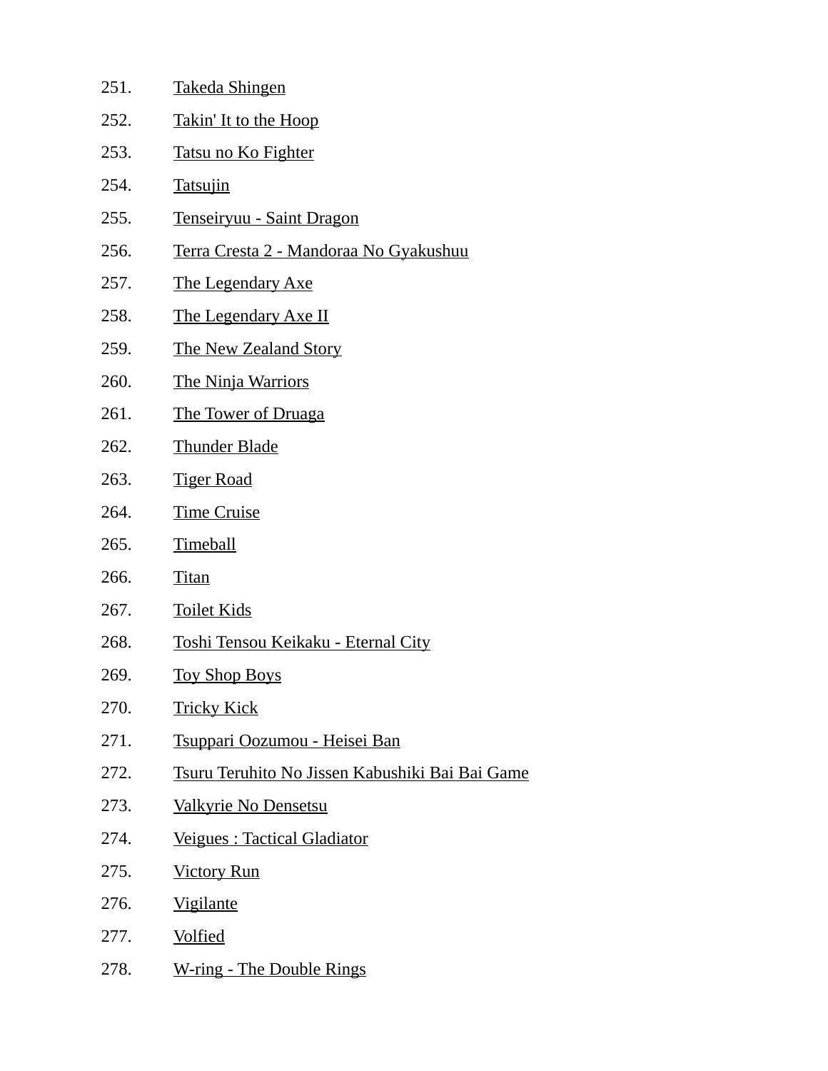251. Takeda Shingen
252. Takin' It to the Hoop
253. Tatsu no Ko Fighter
254. Tatsujin
255. Tenseiryuu - Saint Dragon
256. Terra Cresta 2 - Mandoraa No Gyakushuu
257. The Legendary Axe
258. The Legendary Axe II
259. The New Zealand Story
260. The Ninja Warriors
261. The Tower of Druaga
262. Thunder Blade
263. Tiger Road
264. Time Cruise
265. Timeball
266. Titan
267. Toilet Kids
268. Toshi Tensou Keikaku - Eternal City
269. Toy Shop Boys
270. Tricky Kick
271. Tsuppari Oozumou - Heisei Ban
272. Tsuru Teruhito No Jissen Kabushiki Bai Bai Game
273. Valkyrie No Densetsu
274. Veigues : Tactical Gladiator
275. Victory Run
276. Vigilante
277. Volfied
278. W-ring - The Double Rings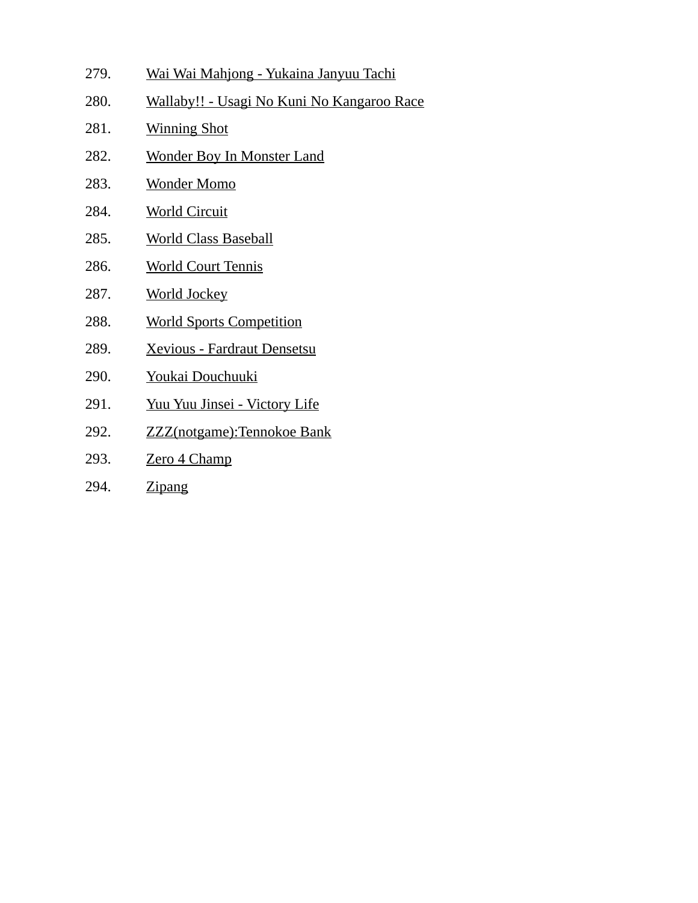279. Wai Wai Mahjong - Yukaina Janyuu Tachi
280. Wallaby!! - Usagi No Kuni No Kangaroo Race
281. Winning Shot
282. Wonder Boy In Monster Land
283. Wonder Momo
284. World Circuit
285. World Class Baseball
286. World Court Tennis
287. World Jockey
288. World Sports Competition
289. Xevious - Fardraut Densetsu
290. Youkai Douchuuki
291. Yuu Yuu Jinsei - Victory Life
292. ZZZ(notgame):Tennokoe Bank
293. Zero 4 Champ
294. Zipang